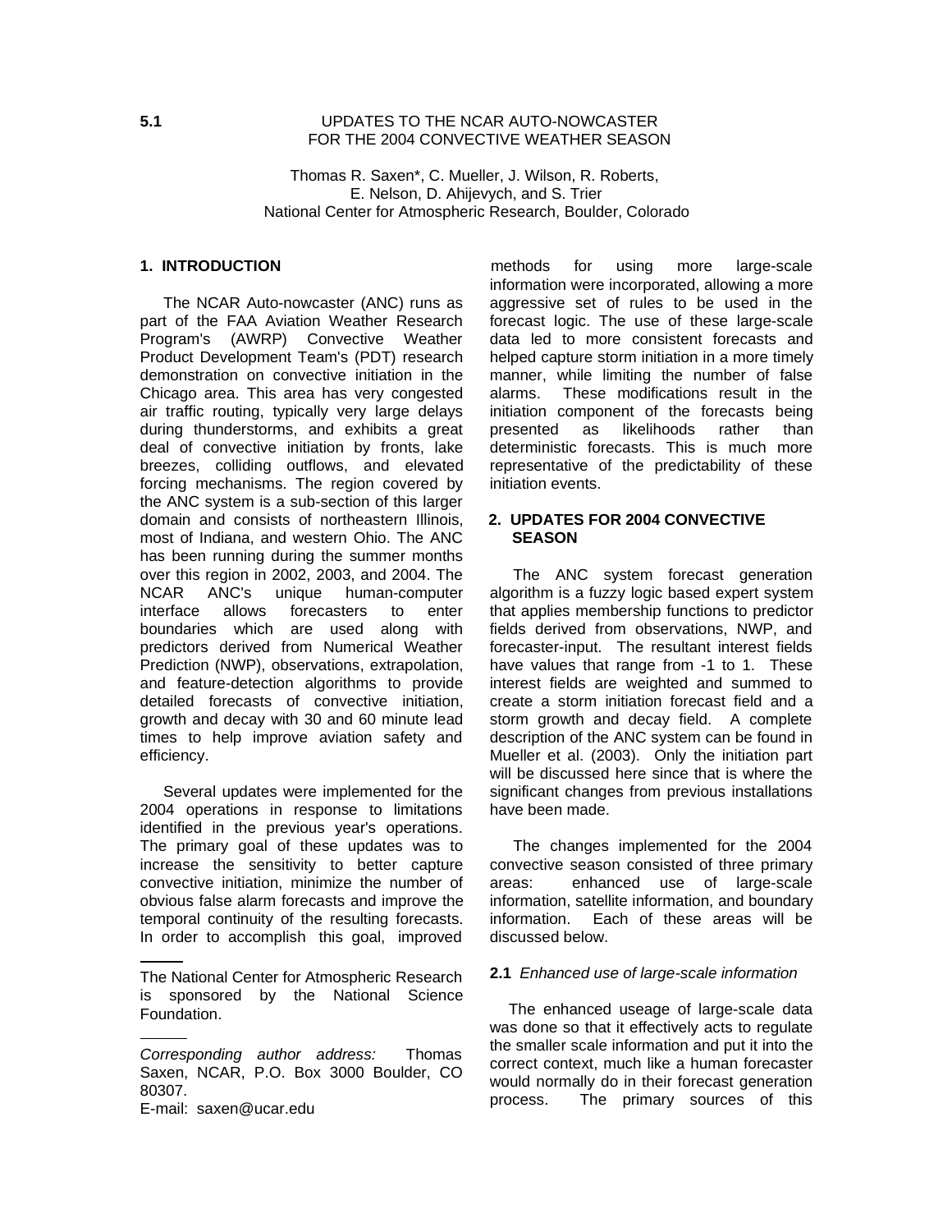**5.1** UPDATES TO THE NCAR AUTO-NOWCASTER FOR THE 2004 CONVECTIVE WEATHER SEASON

Thomas R. Saxen*, C. Mueller, J. Wilson, R. Roberts, E. Nelson, D. Ahijevych, and S. Trier
National Center for Atmospheric Research, Boulder, Colorado

## 1. INTRODUCTION

The NCAR Auto-nowcaster (ANC) runs as part of the FAA Aviation Weather Research Program's (AWRP) Convective Weather Product Development Team's (PDT) research demonstration on convective initiation in the Chicago area. This area has very congested air traffic routing, typically very large delays during thunderstorms, and exhibits a great deal of convective initiation by fronts, lake breezes, colliding outflows, and elevated forcing mechanisms. The region covered by the ANC system is a sub-section of this larger domain and consists of northeastern Illinois, most of Indiana, and western Ohio. The ANC has been running during the summer months over this region in 2002, 2003, and 2004. The NCAR ANC's unique human-computer interface allows forecasters to enter boundaries which are used along with predictors derived from Numerical Weather Prediction (NWP), observations, extrapolation, and feature-detection algorithms to provide detailed forecasts of convective initiation, growth and decay with 30 and 60 minute lead times to help improve aviation safety and efficiency.

Several updates were implemented for the 2004 operations in response to limitations identified in the previous year's operations. The primary goal of these updates was to increase the sensitivity to better capture convective initiation, minimize the number of obvious false alarm forecasts and improve the temporal continuity of the resulting forecasts. In order to accomplish this goal, improved methods for using more large-scale information were incorporated, allowing a more aggressive set of rules to be used in the forecast logic. The use of these large-scale data led to more consistent forecasts and helped capture storm initiation in a more timely manner, while limiting the number of false alarms. These modifications result in the initiation component of the forecasts being presented as likelihoods rather than deterministic forecasts. This is much more representative of the predictability of these initiation events.

## 2. UPDATES FOR 2004 CONVECTIVE SEASON

The ANC system forecast generation algorithm is a fuzzy logic based expert system that applies membership functions to predictor fields derived from observations, NWP, and forecaster-input. The resultant interest fields have values that range from -1 to 1. These interest fields are weighted and summed to create a storm initiation forecast field and a storm growth and decay field. A complete description of the ANC system can be found in Mueller et al. (2003). Only the initiation part will be discussed here since that is where the significant changes from previous installations have been made.

The changes implemented for the 2004 convective season consisted of three primary areas: enhanced use of large-scale information, satellite information, and boundary information. Each of these areas will be discussed below.

### 2.1 *Enhanced use of large-scale information*

The enhanced useage of large-scale data was done so that it effectively acts to regulate the smaller scale information and put it into the correct context, much like a human forecaster would normally do in their forecast generation process. The primary sources of this

---

The National Center for Atmospheric Research is sponsored by the National Science Foundation.

---

*Corresponding author address:* Thomas Saxen, NCAR, P.O. Box 3000 Boulder, CO 80307.
E-mail: saxen@ucar.edu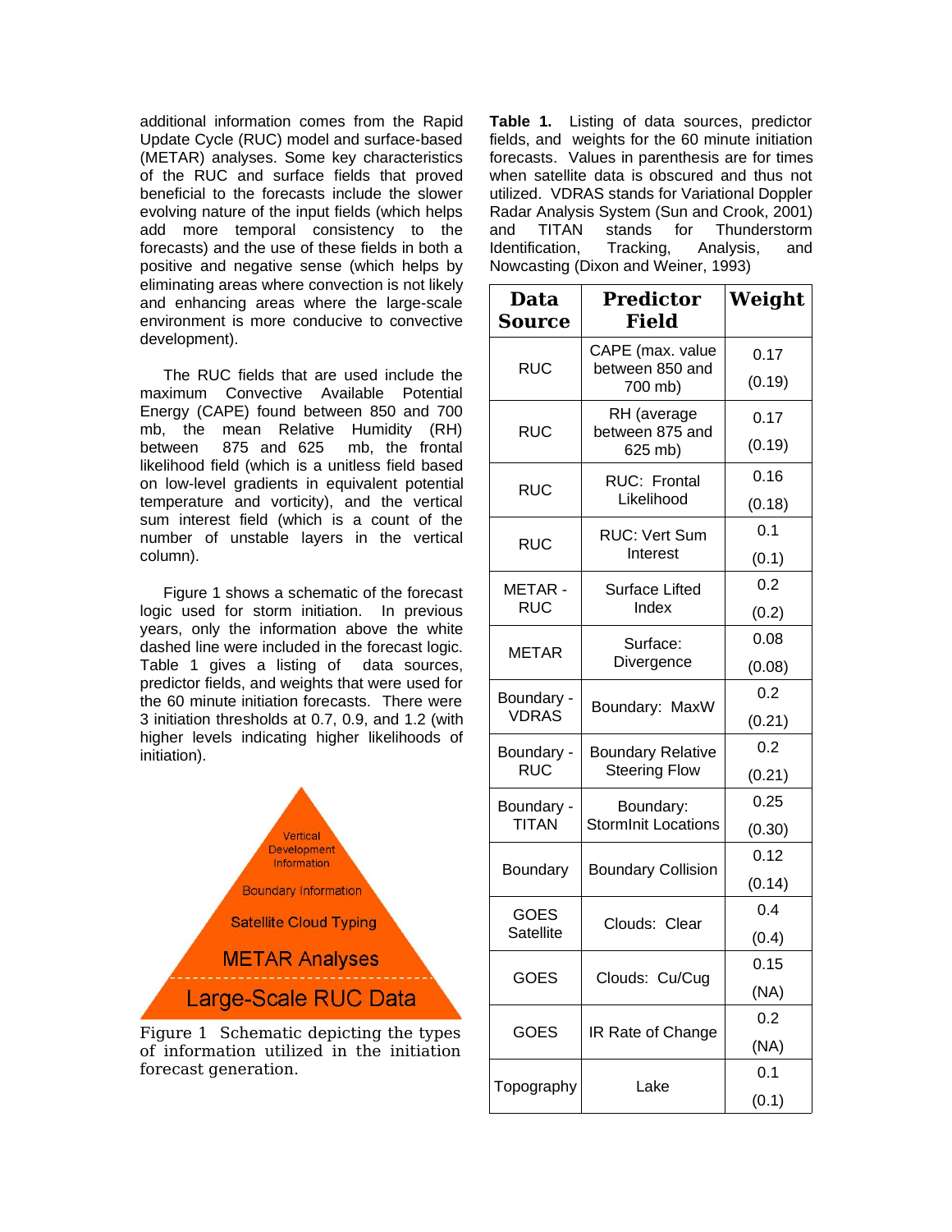additional information comes from the Rapid Update Cycle (RUC) model and surface-based (METAR) analyses. Some key characteristics of the RUC and surface fields that proved beneficial to the forecasts include the slower evolving nature of the input fields (which helps add more temporal consistency to the forecasts) and the use of these fields in both a positive and negative sense (which helps by eliminating areas where convection is not likely and enhancing areas where the large-scale environment is more conducive to convective development).

The RUC fields that are used include the maximum Convective Available Potential Energy (CAPE) found between 850 and 700 mb, the mean Relative Humidity (RH) between 875 and 625 mb, the frontal likelihood field (which is a unitless field based on low-level gradients in equivalent potential temperature and vorticity), and the vertical sum interest field (which is a count of the number of unstable layers in the vertical column).

Figure 1 shows a schematic of the forecast logic used for storm initiation. In previous years, only the information above the white dashed line were included in the forecast logic. Table 1 gives a listing of data sources, predictor fields, and weights that were used for the 60 minute initiation forecasts. There were 3 initiation thresholds at 0.7, 0.9, and 1.2 (with higher levels indicating higher likelihoods of initiation).

Vertical Development Information

Boundary Information

Satellite Cloud Typing

METAR Analyses

Large-Scale RUC Data

Figure 1 Schematic depicting the types of information utilized in the initiation forecast generation.

**Table 1.** Listing of data sources, predictor fields, and weights for the 60 minute initiation forecasts. Values in parenthesis are for times when satellite data is obscured and thus not utilized. VDRAS stands for Variational Doppler Radar Analysis System (Sun and Crook, 2001) and TITAN stands for Thunderstorm Identification, Tracking, Analysis, and Nowcasting (Dixon and Weiner, 1993)

| Data Source | Predictor Field | Weight |
|---|---|---|
| RUC | CAPE (max. value between 850 and 700 mb) | 0.17 (0.19) |
| RUC | RH (average between 875 and 625 mb) | 0.17 (0.19) |
| RUC | RUC: Frontal Likelihood | 0.16 (0.18) |
| RUC | RUC: Vert Sum Interest | 0.1 (0.1) |
| METAR - RUC | Surface Lifted Index | 0.2 (0.2) |
| METAR | Surface: Divergence | 0.08 (0.08) |
| Boundary - VDRAS | Boundary: MaxW | 0.2 (0.21) |
| Boundary - RUC | Boundary Relative Steering Flow | 0.2 (0.21) |
| Boundary - TITAN | Boundary: StormInit Locations | 0.25 (0.30) |
| Boundary | Boundary Collision | 0.12 (0.14) |
| GOES Satellite | Clouds: Clear | 0.4 (0.4) |
| GOES | Clouds: Cu/Cug | 0.15 (NA) |
| GOES | IR Rate of Change | 0.2 (NA) |
| Topography | Lake | 0.1 (0.1) |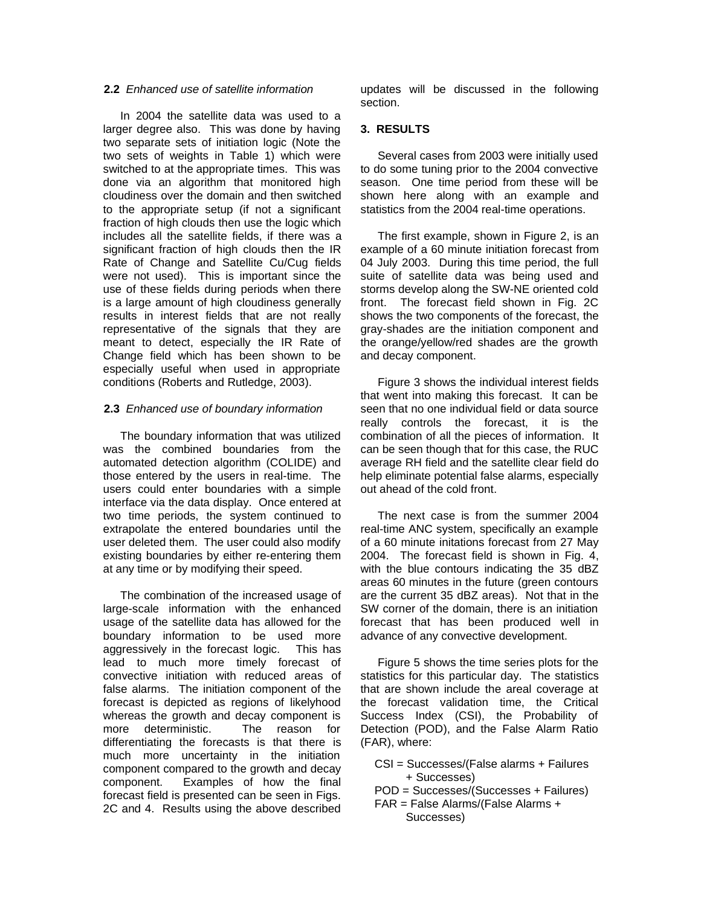### 2.2 *Enhanced use of satellite information*

In 2004 the satellite data was used to a larger degree also. This was done by having two separate sets of initiation logic (Note the two sets of weights in Table 1) which were switched to at the appropriate times. This was done via an algorithm that monitored high cloudiness over the domain and then switched to the appropriate setup (if not a significant fraction of high clouds then use the logic which includes all the satellite fields, if there was a significant fraction of high clouds then the IR Rate of Change and Satellite Cu/Cug fields were not used). This is important since the use of these fields during periods when there is a large amount of high cloudiness generally results in interest fields that are not really representative of the signals that they are meant to detect, especially the IR Rate of Change field which has been shown to be especially useful when used in appropriate conditions (Roberts and Rutledge, 2003).

### 2.3 *Enhanced use of boundary information*

The boundary information that was utilized was the combined boundaries from the automated detection algorithm (COLIDE) and those entered by the users in real-time. The users could enter boundaries with a simple interface via the data display. Once entered at two time periods, the system continued to extrapolate the entered boundaries until the user deleted them. The user could also modify existing boundaries by either re-entering them at any time or by modifying their speed.

The combination of the increased usage of large-scale information with the enhanced usage of the satellite data has allowed for the boundary information to be used more aggressively in the forecast logic. This has lead to much more timely forecast of convective initiation with reduced areas of false alarms. The initiation component of the forecast is depicted as regions of likelyhood whereas the growth and decay component is more deterministic. The reason for differentiating the forecasts is that there is much more uncertainty in the initiation component compared to the growth and decay component. Examples of how the final forecast field is presented can be seen in Figs. 2C and 4. Results using the above described updates will be discussed in the following section.

## 3. RESULTS

Several cases from 2003 were initially used to do some tuning prior to the 2004 convective season. One time period from these will be shown here along with an example and statistics from the 2004 real-time operations.

The first example, shown in Figure 2, is an example of a 60 minute initiation forecast from 04 July 2003. During this time period, the full suite of satellite data was being used and storms develop along the SW-NE oriented cold front. The forecast field shown in Fig. 2C shows the two components of the forecast, the gray-shades are the initiation component and the orange/yellow/red shades are the growth and decay component.

Figure 3 shows the individual interest fields that went into making this forecast. It can be seen that no one individual field or data source really controls the forecast, it is the combination of all the pieces of information. It can be seen though that for this case, the RUC average RH field and the satellite clear field do help eliminate potential false alarms, especially out ahead of the cold front.

The next case is from the summer 2004 real-time ANC system, specifically an example of a 60 minute initations forecast from 27 May 2004. The forecast field is shown in Fig. 4, with the blue contours indicating the 35 dBZ areas 60 minutes in the future (green contours are the current 35 dBZ areas). Not that in the SW corner of the domain, there is an initiation forecast that has been produced well in advance of any convective development.

Figure 5 shows the time series plots for the statistics for this particular day. The statistics that are shown include the areal coverage at the forecast validation time, the Critical Success Index (CSI), the Probability of Detection (POD), and the False Alarm Ratio (FAR), where:

CSI = Successes/(False alarms + Failures + Successes)
POD = Successes/(Successes + Failures)
FAR = False Alarms/(False Alarms + Successes)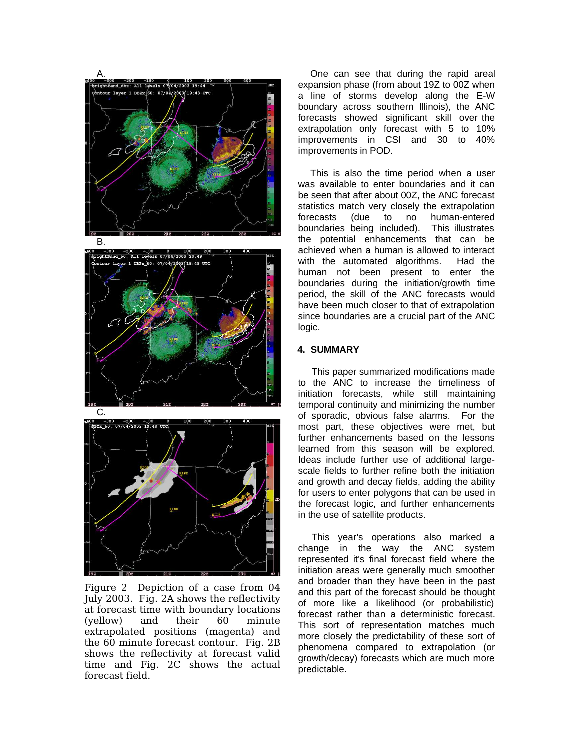A.

B.

C.

Figure 2 Depiction of a case from 04 July 2003. Fig. 2A shows the reflectivity at forecast time with boundary locations (yellow) and their 60 minute extrapolated positions (magenta) and the 60 minute forecast contour. Fig. 2B shows the reflectivity at forecast valid time and Fig. 2C shows the actual forecast field.

One can see that during the rapid areal expansion phase (from about 19Z to 00Z when a line of storms develop along the E-W boundary across southern Illinois), the ANC forecasts showed significant skill over the extrapolation only forecast with 5 to 10% improvements in CSI and 30 to 40% improvements in POD.

This is also the time period when a user was available to enter boundaries and it can be seen that after about 00Z, the ANC forecast statistics match very closely the extrapolation forecasts (due to no human-entered boundaries being included). This illustrates the potential enhancements that can be achieved when a human is allowed to interact with the automated algorithms. Had the human not been present to enter the boundaries during the initiation/growth time period, the skill of the ANC forecasts would have been much closer to that of extrapolation since boundaries are a crucial part of the ANC logic.

## 4. SUMMARY

This paper summarized modifications made to the ANC to increase the timeliness of initiation forecasts, while still maintaining temporal continuity and minimizing the number of sporadic, obvious false alarms. For the most part, these objectives were met, but further enhancements based on the lessons learned from this season will be explored. Ideas include further use of additional large-scale fields to further refine both the initiation and growth and decay fields, adding the ability for users to enter polygons that can be used in the forecast logic, and further enhancements in the use of satellite products.

This year's operations also marked a change in the way the ANC system represented it's final forecast field where the initiation areas were generally much smoother and broader than they have been in the past and this part of the forecast should be thought of more like a likelihood (or probabilistic) forecast rather than a deterministic forecast. This sort of representation matches much more closely the predictability of these sort of phenomena compared to extrapolation (or growth/decay) forecasts which are much more predictable.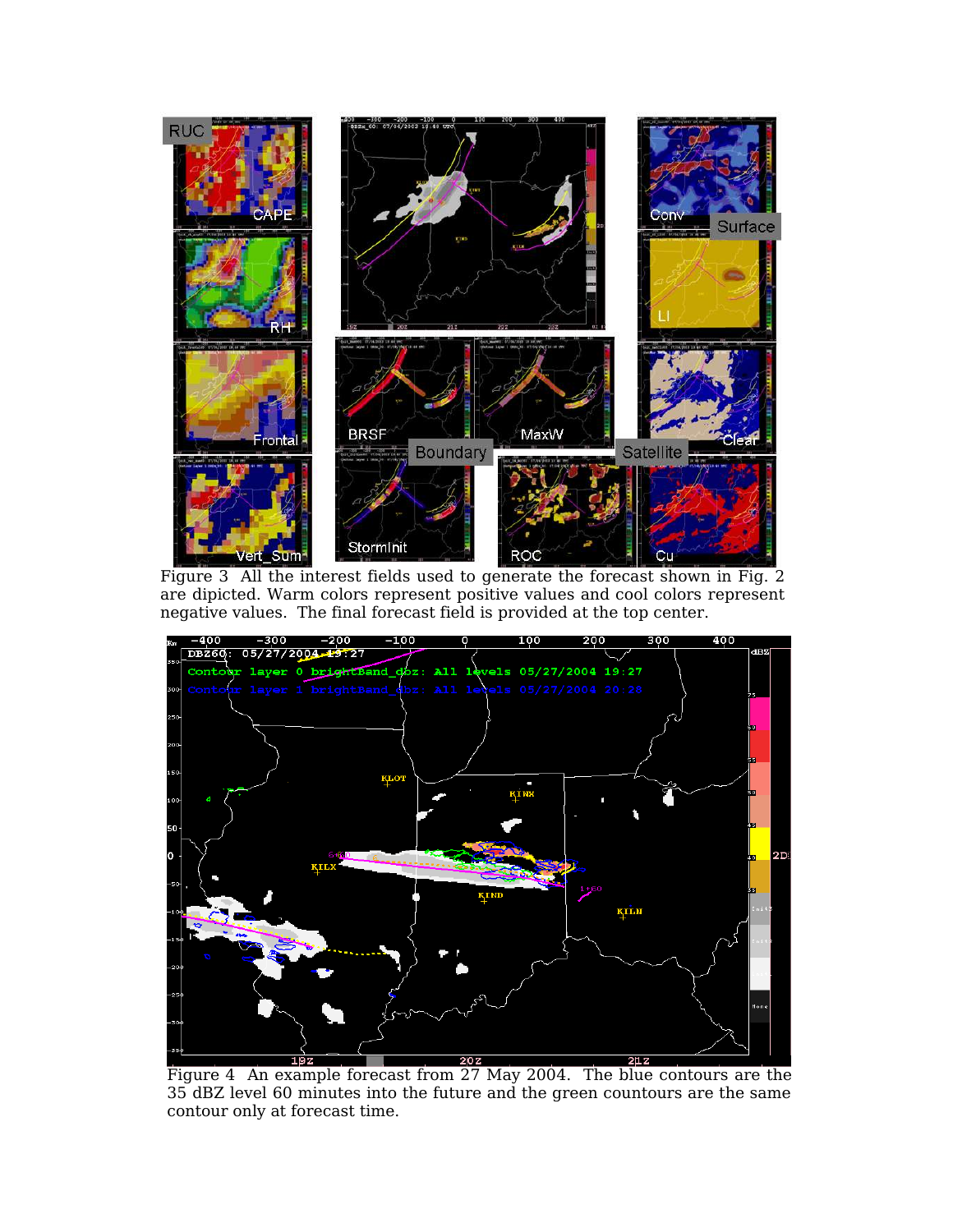Figure 3 All the interest fields used to generate the forecast shown in Fig. 2 are dipicted. Warm colors represent positive values and cool colors represent negative values. The final forecast field is provided at the top center.

Figure 4 An example forecast from 27 May 2004. The blue contours are the 35 dBZ level 60 minutes into the future and the green countours are the same contour only at forecast time.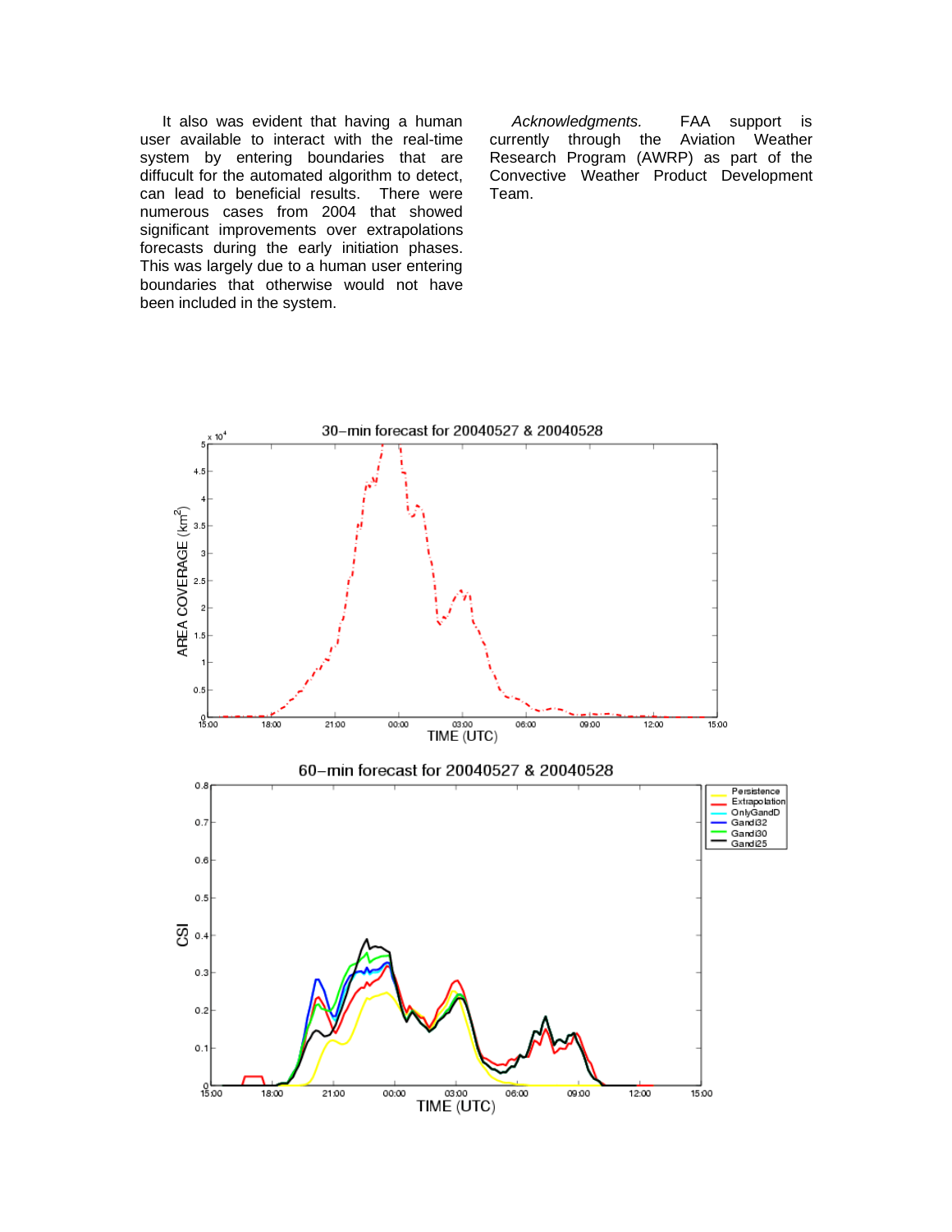It also was evident that having a human user available to interact with the real-time system by entering boundaries that are diffucult for the automated algorithm to detect, can lead to beneficial results. There were numerous cases from 2004 that showed significant improvements over extrapolations forecasts during the early initiation phases. This was largely due to a human user entering boundaries that otherwise would not have been included in the system.

*Acknowledgments.* FAA support is currently through the Aviation Weather Research Program (AWRP) as part of the Convective Weather Product Development Team.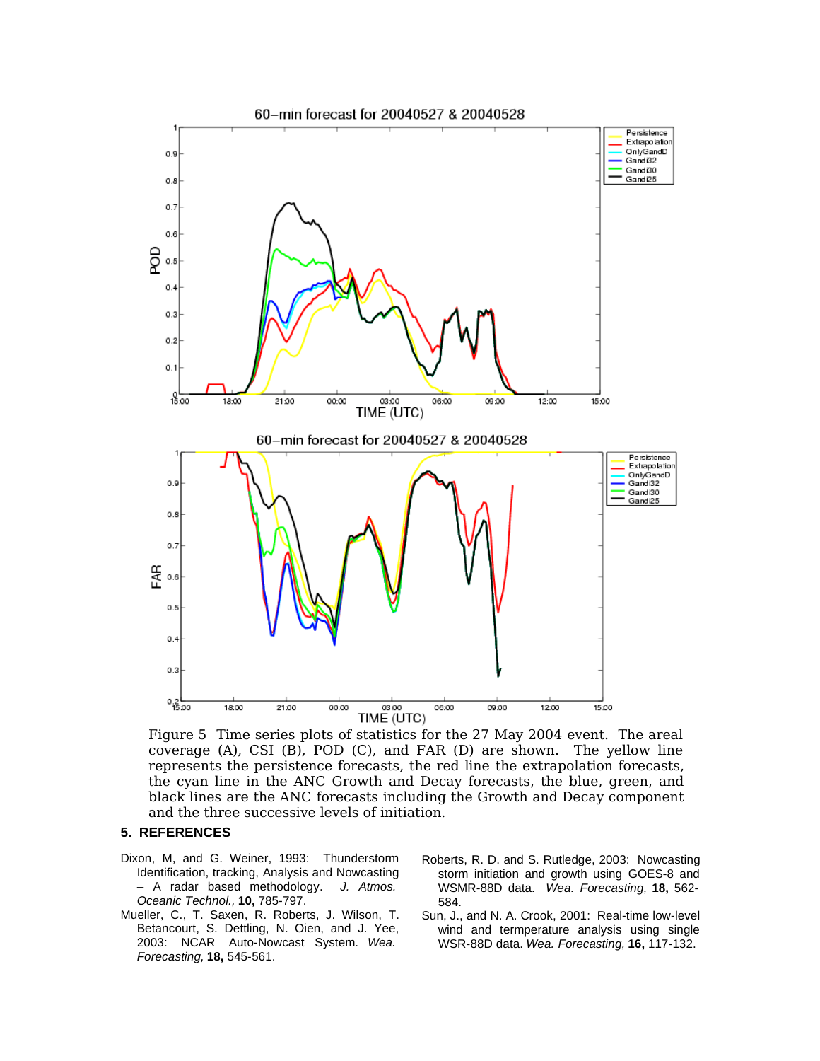60−min forecast for 20040527 & 20040528

POD

0
0.1
0.2
0.3
0.4
0.5
0.6
0.7
0.8
0.9
1

15:00
18:00
21:00
00:00
03:00
06:00
09:00
12:00
15:00

TIME (UTC)

Persistence
Extrapolation
OnlyGandD
Gandi32
Gandi30
Gandi25

60−min forecast for 20040527 & 20040528

FAR

0.2
0.3
0.4
0.5
0.6
0.7
0.8
0.9
1

15:00
18:00
21:00
00:00
03:00
06:00
09:00
12:00
15:00

TIME (UTC)

Persistence
Extrapolation
OnlyGandD
Gandi32
Gandi30
Gandi25

Figure 5 Time series plots of statistics for the 27 May 2004 event. The areal coverage (A), CSI (B), POD (C), and FAR (D) are shown. The yellow line represents the persistence forecasts, the red line the extrapolation forecasts, the cyan line in the ANC Growth and Decay forecasts, the blue, green, and black lines are the ANC forecasts including the Growth and Decay component and the three successive levels of initiation.

## 5. REFERENCES

Dixon, M, and G. Weiner, 1993: Thunderstorm Identification, tracking, Analysis and Nowcasting – A radar based methodology. *J. Atmos. Oceanic Technol.*, **10,** 785-797.

Mueller, C., T. Saxen, R. Roberts, J. Wilson, T. Betancourt, S. Dettling, N. Oien, and J. Yee, 2003: NCAR Auto-Nowcast System. *Wea. Forecasting,* **18,** 545-561.

Roberts, R. D. and S. Rutledge, 2003: Nowcasting storm initiation and growth using GOES-8 and WSMR-88D data. *Wea. Forecasting,* **18,** 562-584.

Sun, J., and N. A. Crook, 2001: Real-time low-level wind and termperature analysis using single WSR-88D data. *Wea. Forecasting,* **16,** 117-132.